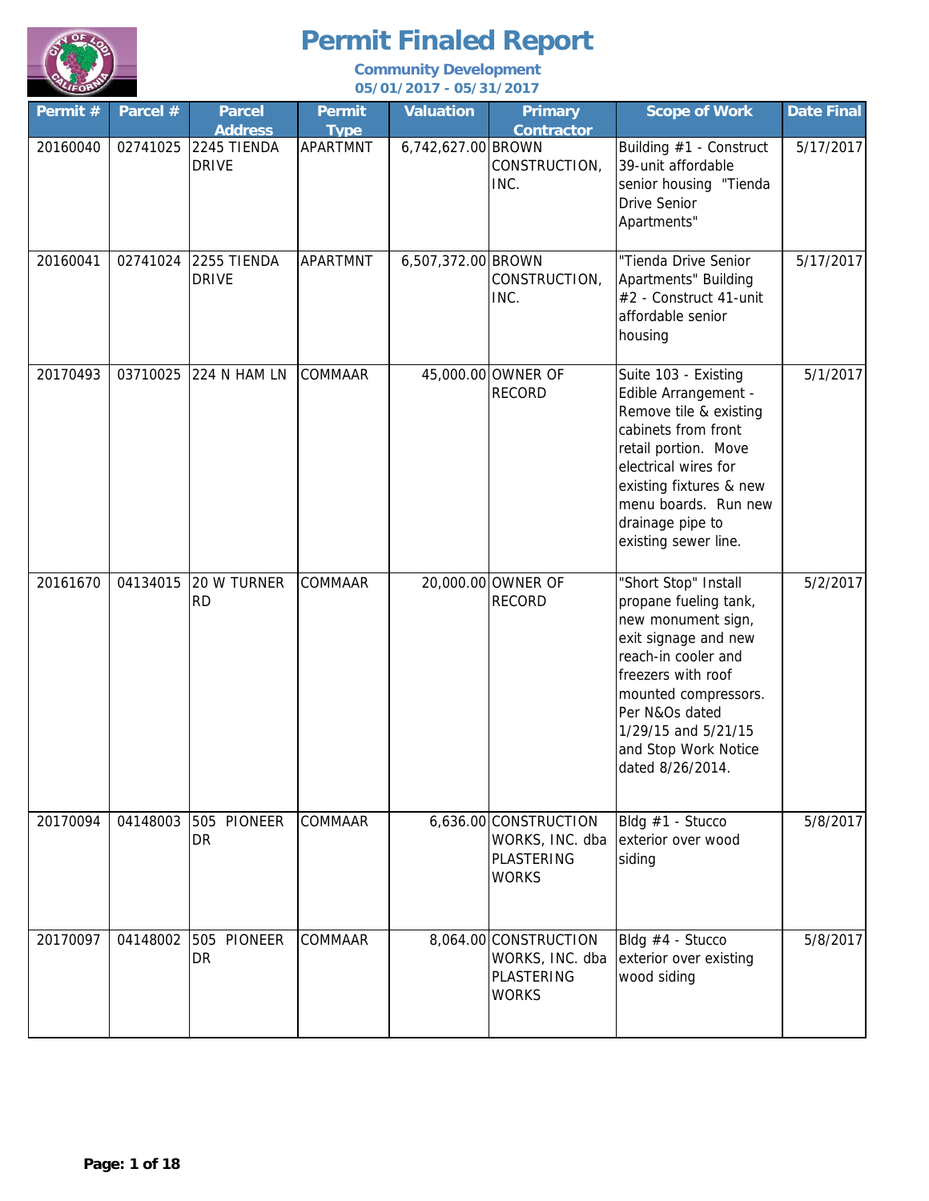# Permit Finaled Report

**Community Development**
**05/01/2017 - 05/31/2017**

| Permit # | Parcel # | Parcel Address | Permit Type | Valuation | Primary Contractor | Scope of Work | Date Final |
|---|---|---|---|---|---|---|---|
| 20160040 | 02741025 | 2245 TIENDA DRIVE | APARTMNT | 6,742,627.00 | BROWN CONSTRUCTION, INC. | Building #1 - Construct 39-unit affordable senior housing "Tienda Drive Senior Apartments" | 5/17/2017 |
| 20160041 | 02741024 | 2255 TIENDA DRIVE | APARTMNT | 6,507,372.00 | BROWN CONSTRUCTION, INC. | "Tienda Drive Senior Apartments" Building #2 - Construct 41-unit affordable senior housing | 5/17/2017 |
| 20170493 | 03710025 | 224 N HAM LN | COMMAAR | 45,000.00 | OWNER OF RECORD | Suite 103 - Existing Edible Arrangement - Remove tile & existing cabinets from front retail portion. Move electrical wires for existing fixtures & new menu boards. Run new drainage pipe to existing sewer line. | 5/1/2017 |
| 20161670 | 04134015 | 20 W TURNER RD | COMMAAR | 20,000.00 | OWNER OF RECORD | "Short Stop" Install propane fueling tank, new monument sign, exit signage and new reach-in cooler and freezers with roof mounted compressors. Per N&Os dated 1/29/15 and 5/21/15 and Stop Work Notice dated 8/26/2014. | 5/2/2017 |
| 20170094 | 04148003 | 505 PIONEER DR | COMMAAR | 6,636.00 | CONSTRUCTION WORKS, INC. dba PLASTERING WORKS | Bldg #1 - Stucco exterior over wood siding | 5/8/2017 |
| 20170097 | 04148002 | 505 PIONEER DR | COMMAAR | 8,064.00 | CONSTRUCTION WORKS, INC. dba PLASTERING WORKS | Bldg #4 - Stucco exterior over existing wood siding | 5/8/2017 |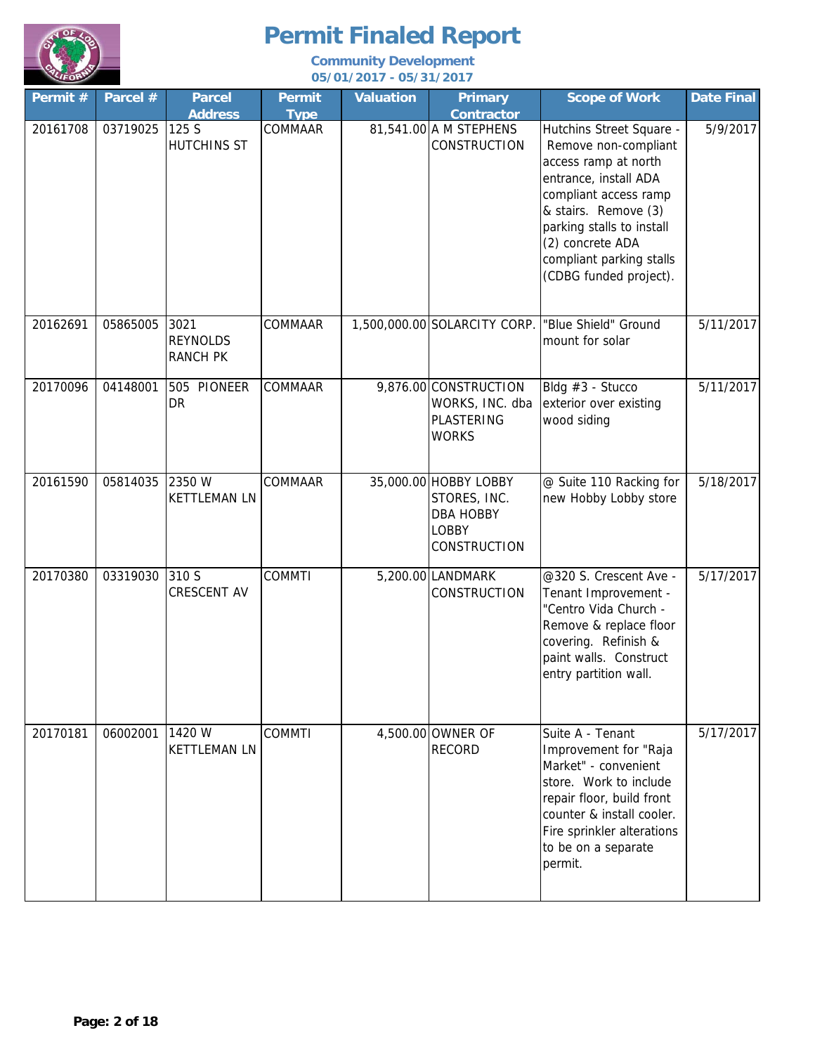# Permit Finaled Report

**Community Development**
**05/01/2017 - 05/31/2017**

| Permit # | Parcel # | Parcel Address | Permit Type | Valuation | Primary Contractor | Scope of Work | Date Final |
|---|---|---|---|---|---|---|---|
| 20161708 | 03719025 | 125 S HUTCHINS ST | COMMAAR | 81,541.00 | A M STEPHENS CONSTRUCTION | Hutchins Street Square - Remove non-compliant access ramp at north entrance, install ADA compliant access ramp & stairs. Remove (3) parking stalls to install (2) concrete ADA compliant parking stalls (CDBG funded project). | 5/9/2017 |
| 20162691 | 05865005 | 3021 REYNOLDS RANCH PK | COMMAAR | 1,500,000.00 | SOLARCITY CORP. | "Blue Shield" Ground mount for solar | 5/11/2017 |
| 20170096 | 04148001 | 505 PIONEER DR | COMMAAR | 9,876.00 | CONSTRUCTION WORKS, INC. dba PLASTERING WORKS | Bldg #3 - Stucco exterior over existing wood siding | 5/11/2017 |
| 20161590 | 05814035 | 2350 W KETTLEMAN LN | COMMAAR | 35,000.00 | HOBBY LOBBY STORES, INC. DBA HOBBY LOBBY CONSTRUCTION | @ Suite 110 Racking for new Hobby Lobby store | 5/18/2017 |
| 20170380 | 03319030 | 310 S CRESCENT AV | COMMTI | 5,200.00 | LANDMARK CONSTRUCTION | @320 S. Crescent Ave - Tenant Improvement - "Centro Vida Church - Remove & replace floor covering. Refinish & paint walls. Construct entry partition wall. | 5/17/2017 |
| 20170181 | 06002001 | 1420 W KETTLEMAN LN | COMMTI | 4,500.00 | OWNER OF RECORD | Suite A - Tenant Improvement for "Raja Market" - convenient store. Work to include repair floor, build front counter & install cooler. Fire sprinkler alterations to be on a separate permit. | 5/17/2017 |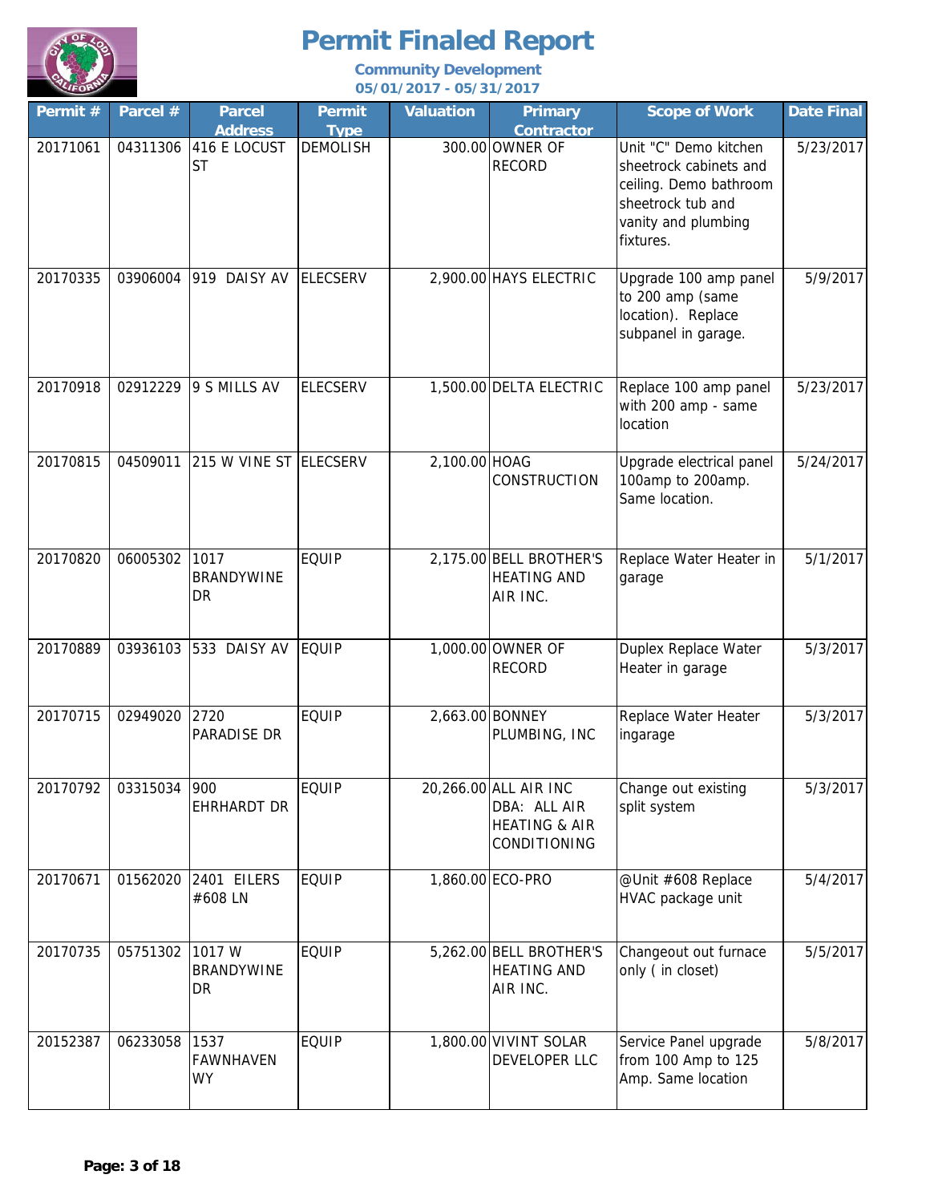# Permit Finaled Report

**Community Development**
**05/01/2017 - 05/31/2017**

| Permit # | Parcel # | Parcel Address | Permit Type | Valuation | Primary Contractor | Scope of Work | Date Final |
|---|---|---|---|---|---|---|---|
| 20171061 | 04311306 | 416 E LOCUST ST | DEMOLISH | 300.00 | OWNER OF RECORD | Unit "C" Demo kitchen sheetrock cabinets and ceiling. Demo bathroom sheetrock tub and vanity and plumbing fixtures. | 5/23/2017 |
| 20170335 | 03906004 | 919 DAISY AV | ELECSERV | 2,900.00 | HAYS ELECTRIC | Upgrade 100 amp panel to 200 amp (same location). Replace subpanel in garage. | 5/9/2017 |
| 20170918 | 02912229 | 9 S MILLS AV | ELECSERV | 1,500.00 | DELTA ELECTRIC | Replace 100 amp panel with 200 amp - same location | 5/23/2017 |
| 20170815 | 04509011 | 215 W VINE ST | ELECSERV | 2,100.00 | HOAG CONSTRUCTION | Upgrade electrical panel 100amp to 200amp. Same location. | 5/24/2017 |
| 20170820 | 06005302 | 1017 BRANDYWINE DR | EQUIP | 2,175.00 | BELL BROTHER'S HEATING AND AIR INC. | Replace Water Heater in garage | 5/1/2017 |
| 20170889 | 03936103 | 533 DAISY AV | EQUIP | 1,000.00 | OWNER OF RECORD | Duplex Replace Water Heater in garage | 5/3/2017 |
| 20170715 | 02949020 | 2720 PARADISE DR | EQUIP | 2,663.00 | BONNEY PLUMBING, INC | Replace Water Heater ingarage | 5/3/2017 |
| 20170792 | 03315034 | 900 EHRHARDT DR | EQUIP | 20,266.00 | ALL AIR INC DBA: ALL AIR HEATING & AIR CONDITIONING | Change out existing split system | 5/3/2017 |
| 20170671 | 01562020 | 2401 EILERS #608 LN | EQUIP | 1,860.00 | ECO-PRO | @Unit #608 Replace HVAC package unit | 5/4/2017 |
| 20170735 | 05751302 | 1017 W BRANDYWINE DR | EQUIP | 5,262.00 | BELL BROTHER'S HEATING AND AIR INC. | Changeout out furnace only ( in closet) | 5/5/2017 |
| 20152387 | 06233058 | 1537 FAWNHAVEN WY | EQUIP | 1,800.00 | VIVINT SOLAR DEVELOPER LLC | Service Panel upgrade from 100 Amp to 125 Amp. Same location | 5/8/2017 |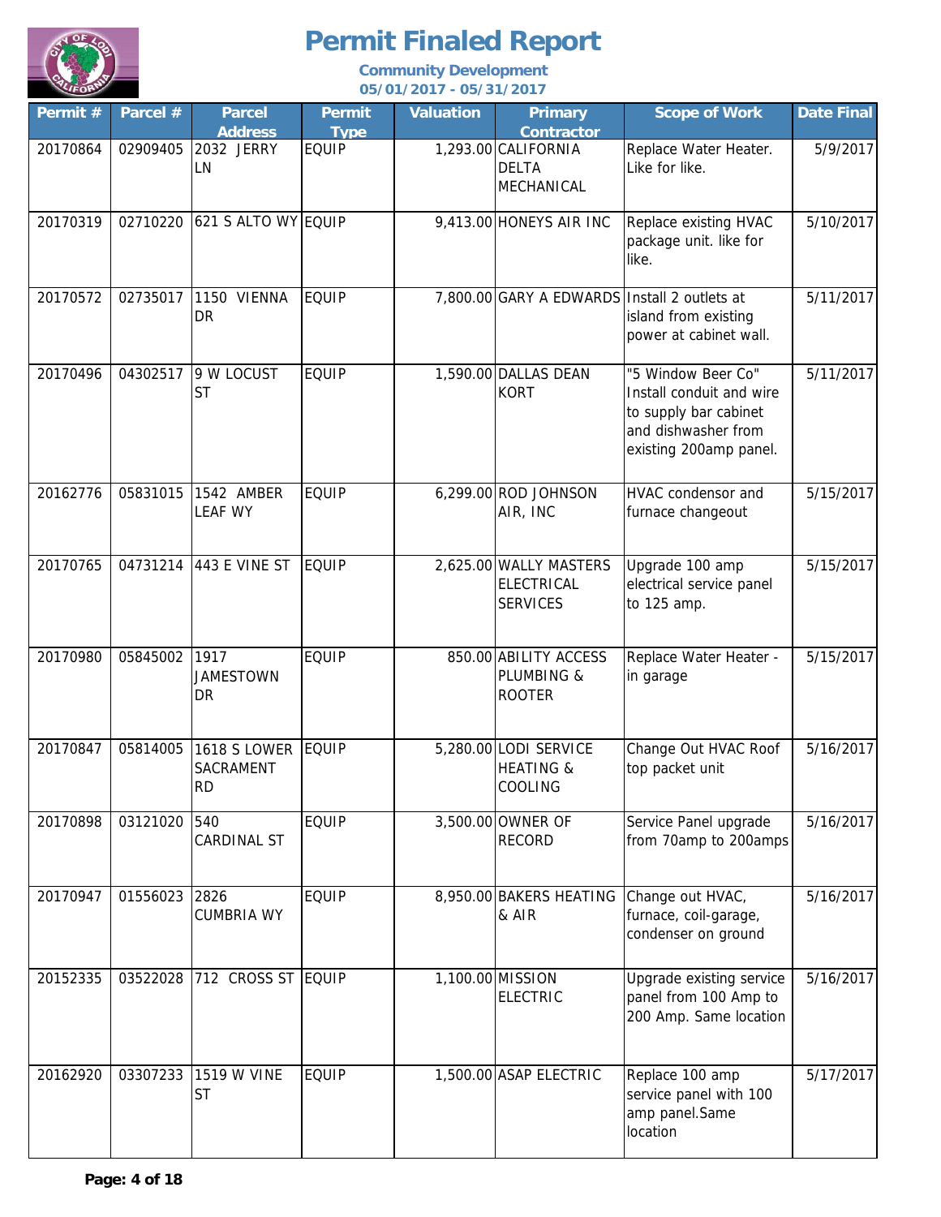# Permit Finaled Report

**Community Development**
**05/01/2017 - 05/31/2017**

| Permit # | Parcel # | Parcel Address | Permit Type | Valuation | Primary Contractor | Scope of Work | Date Final |
|---|---|---|---|---|---|---|---|
| 20170864 | 02909405 | 2032 JERRY LN | EQUIP | 1,293.00 | CALIFORNIA DELTA MECHANICAL | Replace Water Heater. Like for like. | 5/9/2017 |
| 20170319 | 02710220 | 621 S ALTO WY | EQUIP | 9,413.00 | HONEYS AIR INC | Replace existing HVAC package unit. like for like. | 5/10/2017 |
| 20170572 | 02735017 | 1150 VIENNA DR | EQUIP | 7,800.00 | GARY A EDWARDS | Install 2 outlets at island from existing power at cabinet wall. | 5/11/2017 |
| 20170496 | 04302517 | 9 W LOCUST ST | EQUIP | 1,590.00 | DALLAS DEAN KORT | "5 Window Beer Co" Install conduit and wire to supply bar cabinet and dishwasher from existing 200amp panel. | 5/11/2017 |
| 20162776 | 05831015 | 1542 AMBER LEAF WY | EQUIP | 6,299.00 | ROD JOHNSON AIR, INC | HVAC condensor and furnace changeout | 5/15/2017 |
| 20170765 | 04731214 | 443 E VINE ST | EQUIP | 2,625.00 | WALLY MASTERS ELECTRICAL SERVICES | Upgrade 100 amp electrical service panel to 125 amp. | 5/15/2017 |
| 20170980 | 05845002 | 1917 JAMESTOWN DR | EQUIP | 850.00 | ABILITY ACCESS PLUMBING & ROOTER | Replace Water Heater - in garage | 5/15/2017 |
| 20170847 | 05814005 | 1618 S LOWER SACRAMENT RD | EQUIP | 5,280.00 | LODI SERVICE HEATING & COOLING | Change Out HVAC Roof top packet unit | 5/16/2017 |
| 20170898 | 03121020 | 540 CARDINAL ST | EQUIP | 3,500.00 | OWNER OF RECORD | Service Panel upgrade from 70amp to 200amps | 5/16/2017 |
| 20170947 | 01556023 | 2826 CUMBRIA WY | EQUIP | 8,950.00 | BAKERS HEATING & AIR | Change out HVAC, furnace, coil-garage, condenser on ground | 5/16/2017 |
| 20152335 | 03522028 | 712 CROSS ST | EQUIP | 1,100.00 | MISSION ELECTRIC | Upgrade existing service panel from 100 Amp to 200 Amp. Same location | 5/16/2017 |
| 20162920 | 03307233 | 1519 W VINE ST | EQUIP | 1,500.00 | ASAP ELECTRIC | Replace 100 amp service panel with 100 amp panel.Same location | 5/17/2017 |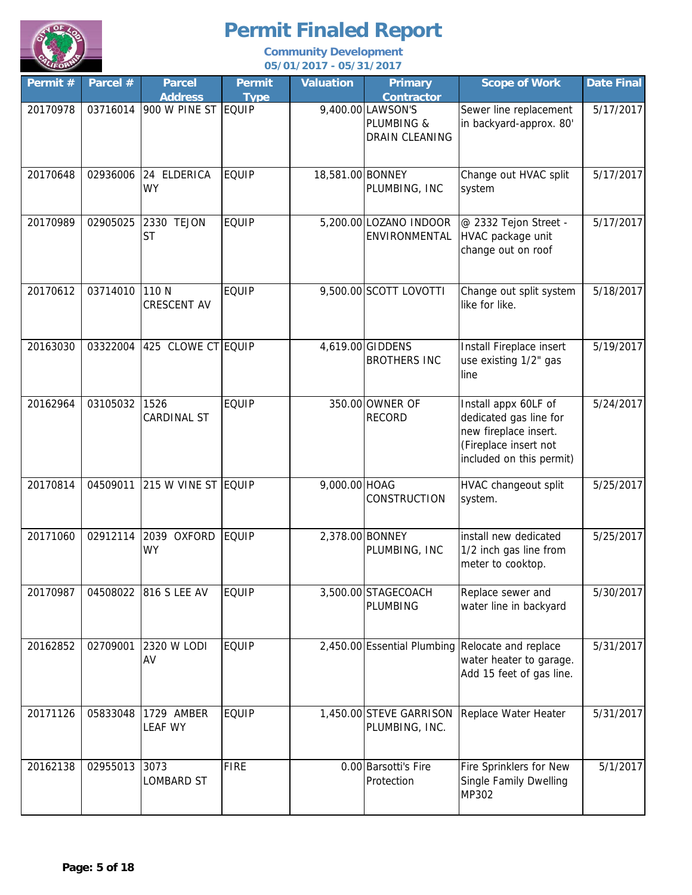# Permit Finaled Report

**Community Development**
**05/01/2017 - 05/31/2017**

| Permit # | Parcel # | Parcel Address | Permit Type | Valuation | Primary Contractor | Scope of Work | Date Final |
|---|---|---|---|---|---|---|---|
| 20170978 | 03716014 | 900 W PINE ST | EQUIP | 9,400.00 | LAWSON'S PLUMBING & DRAIN CLEANING | Sewer line replacement in backyard-approx. 80' | 5/17/2017 |
| 20170648 | 02936006 | 24 ELDERICA WY | EQUIP | 18,581.00 | BONNEY PLUMBING, INC | Change out HVAC split system | 5/17/2017 |
| 20170989 | 02905025 | 2330 TEJON ST | EQUIP | 5,200.00 | LOZANO INDOOR ENVIRONMENTAL | @ 2332 Tejon Street - HVAC package unit change out on roof | 5/17/2017 |
| 20170612 | 03714010 | 110 N CRESCENT AV | EQUIP | 9,500.00 | SCOTT LOVOTTI | Change out split system like for like. | 5/18/2017 |
| 20163030 | 03322004 | 425 CLOWE CT | EQUIP | 4,619.00 | GIDDENS BROTHERS INC | Install Fireplace insert use existing 1/2" gas line | 5/19/2017 |
| 20162964 | 03105032 | 1526 CARDINAL ST | EQUIP | 350.00 | OWNER OF RECORD | Install appx 60LF of dedicated gas line for new fireplace insert. (Fireplace insert not included on this permit) | 5/24/2017 |
| 20170814 | 04509011 | 215 W VINE ST | EQUIP | 9,000.00 | HOAG CONSTRUCTION | HVAC changeout split system. | 5/25/2017 |
| 20171060 | 02912114 | 2039 OXFORD WY | EQUIP | 2,378.00 | BONNEY PLUMBING, INC | install new dedicated 1/2 inch gas line from meter to cooktop. | 5/25/2017 |
| 20170987 | 04508022 | 816 S LEE AV | EQUIP | 3,500.00 | STAGECOACH PLUMBING | Replace sewer and water line in backyard | 5/30/2017 |
| 20162852 | 02709001 | 2320 W LODI AV | EQUIP | 2,450.00 | Essential Plumbing | Relocate and replace water heater to garage. Add 15 feet of gas line. | 5/31/2017 |
| 20171126 | 05833048 | 1729 AMBER LEAF WY | EQUIP | 1,450.00 | STEVE GARRISON PLUMBING, INC. | Replace Water Heater | 5/31/2017 |
| 20162138 | 02955013 | 3073 LOMBARD ST | FIRE | 0.00 | Barsotti's Fire Protection | Fire Sprinklers for New Single Family Dwelling MP302 | 5/1/2017 |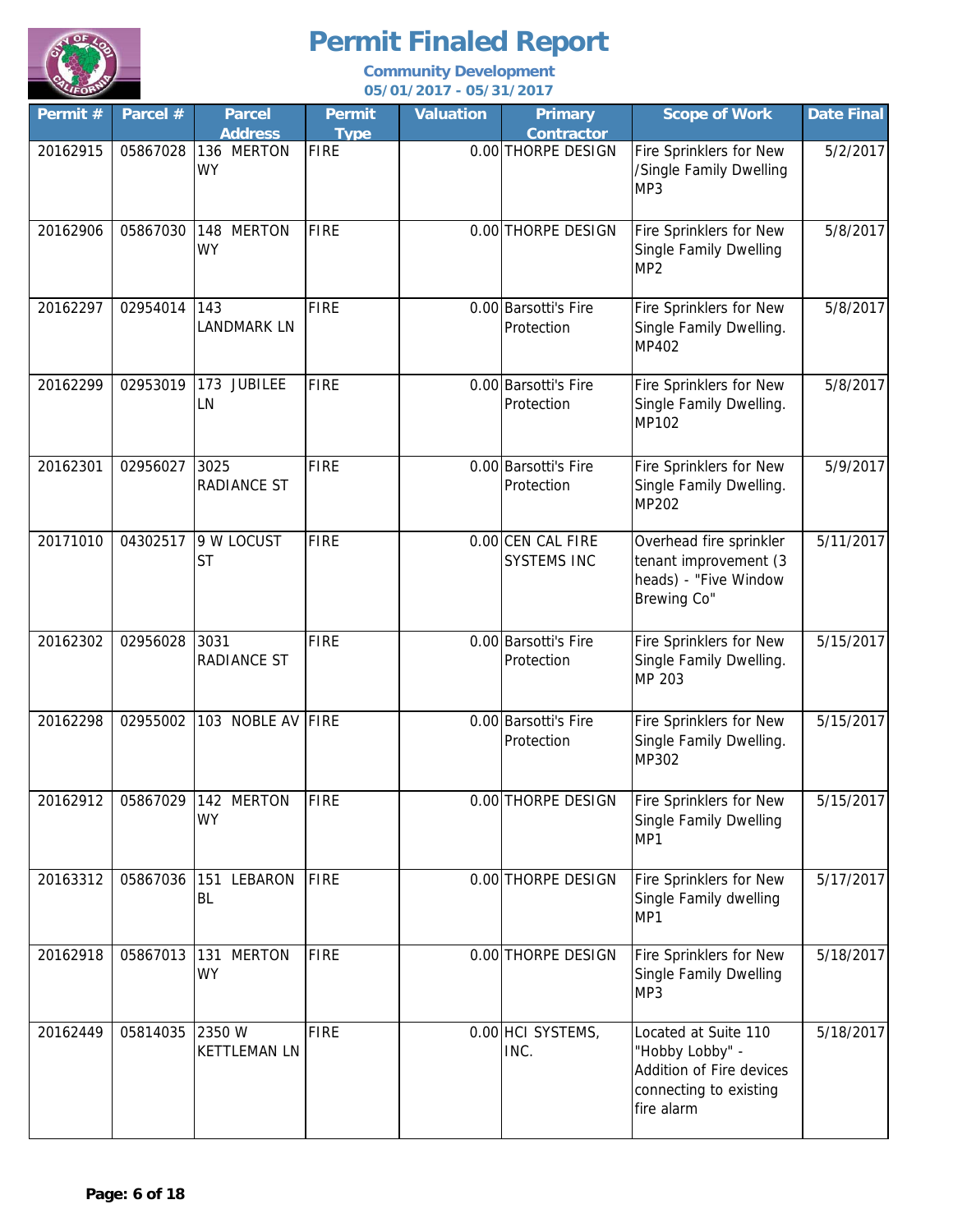# Permit Finaled Report

**Community Development**
**05/01/2017 - 05/31/2017**

| Permit # | Parcel # | Parcel Address | Permit Type | Valuation | Primary Contractor | Scope of Work | Date Final |
|---|---|---|---|---|---|---|---|
| 20162915 | 05867028 | 136 MERTON WY | FIRE | 0.00 | THORPE DESIGN | Fire Sprinklers for New /Single Family Dwelling MP3 | 5/2/2017 |
| 20162906 | 05867030 | 148 MERTON WY | FIRE | 0.00 | THORPE DESIGN | Fire Sprinklers for New Single Family Dwelling MP2 | 5/8/2017 |
| 20162297 | 02954014 | 143 LANDMARK LN | FIRE | 0.00 | Barsotti's Fire Protection | Fire Sprinklers for New Single Family Dwelling. MP402 | 5/8/2017 |
| 20162299 | 02953019 | 173 JUBILEE LN | FIRE | 0.00 | Barsotti's Fire Protection | Fire Sprinklers for New Single Family Dwelling. MP102 | 5/8/2017 |
| 20162301 | 02956027 | 3025 RADIANCE ST | FIRE | 0.00 | Barsotti's Fire Protection | Fire Sprinklers for New Single Family Dwelling. MP202 | 5/9/2017 |
| 20171010 | 04302517 | 9 W LOCUST ST | FIRE | 0.00 | CEN CAL FIRE SYSTEMS INC | Overhead fire sprinkler tenant improvement (3 heads) - "Five Window Brewing Co" | 5/11/2017 |
| 20162302 | 02956028 | 3031 RADIANCE ST | FIRE | 0.00 | Barsotti's Fire Protection | Fire Sprinklers for New Single Family Dwelling. MP 203 | 5/15/2017 |
| 20162298 | 02955002 | 103 NOBLE AV | FIRE | 0.00 | Barsotti's Fire Protection | Fire Sprinklers for New Single Family Dwelling. MP302 | 5/15/2017 |
| 20162912 | 05867029 | 142 MERTON WY | FIRE | 0.00 | THORPE DESIGN | Fire Sprinklers for New Single Family Dwelling MP1 | 5/15/2017 |
| 20163312 | 05867036 | 151 LEBARON BL | FIRE | 0.00 | THORPE DESIGN | Fire Sprinklers for New Single Family dwelling MP1 | 5/17/2017 |
| 20162918 | 05867013 | 131 MERTON WY | FIRE | 0.00 | THORPE DESIGN | Fire Sprinklers for New Single Family Dwelling MP3 | 5/18/2017 |
| 20162449 | 05814035 | 2350 W KETTLEMAN LN | FIRE | 0.00 | HCI SYSTEMS, INC. | Located at Suite 110 "Hobby Lobby" - Addition of Fire devices connecting to existing fire alarm | 5/18/2017 |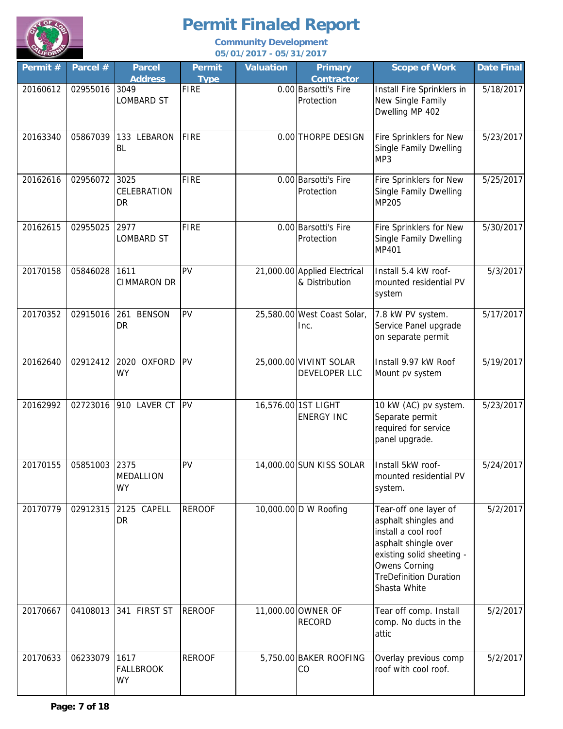# Permit Finaled Report

**Community Development**
**05/01/2017 - 05/31/2017**

| Permit # | Parcel # | Parcel Address | Permit Type | Valuation | Primary Contractor | Scope of Work | Date Final |
|---|---|---|---|---|---|---|---|
| 20160612 | 02955016 | 3049 LOMBARD ST | FIRE | 0.00 | Barsotti's Fire Protection | Install Fire Sprinklers in New Single Family Dwelling MP 402 | 5/18/2017 |
| 20163340 | 05867039 | 133 LEBARON BL | FIRE | 0.00 | THORPE DESIGN | Fire Sprinklers for New Single Family Dwelling MP3 | 5/23/2017 |
| 20162616 | 02956072 | 3025 CELEBRATION DR | FIRE | 0.00 | Barsotti's Fire Protection | Fire Sprinklers for New Single Family Dwelling MP205 | 5/25/2017 |
| 20162615 | 02955025 | 2977 LOMBARD ST | FIRE | 0.00 | Barsotti's Fire Protection | Fire Sprinklers for New Single Family Dwelling MP401 | 5/30/2017 |
| 20170158 | 05846028 | 1611 CIMMARON DR | PV | 21,000.00 | Applied Electrical & Distribution | Install 5.4 kW roof-mounted residential PV system | 5/3/2017 |
| 20170352 | 02915016 | 261 BENSON DR | PV | 25,580.00 | West Coast Solar, Inc. | 7.8 kW PV system. Service Panel upgrade on separate permit | 5/17/2017 |
| 20162640 | 02912412 | 2020 OXFORD WY | PV | 25,000.00 | VIVINT SOLAR DEVELOPER LLC | Install 9.97 kW Roof Mount pv system | 5/19/2017 |
| 20162992 | 02723016 | 910 LAVER CT | PV | 16,576.00 | 1ST LIGHT ENERGY INC | 10 kW (AC) pv system. Separate permit required for service panel upgrade. | 5/23/2017 |
| 20170155 | 05851003 | 2375 MEDALLION WY | PV | 14,000.00 | SUN KISS SOLAR | Install 5kW roof-mounted residential PV system. | 5/24/2017 |
| 20170779 | 02912315 | 2125 CAPELL DR | REROOF | 10,000.00 | D W Roofing | Tear-off one layer of asphalt shingles and install a cool roof asphalt shingle over existing solid sheeting - Owens Corning TreDefinition Duration Shasta White | 5/2/2017 |
| 20170667 | 04108013 | 341 FIRST ST | REROOF | 11,000.00 | OWNER OF RECORD | Tear off comp. Install comp. No ducts in the attic | 5/2/2017 |
| 20170633 | 06233079 | 1617 FALLBROOK WY | REROOF | 5,750.00 | BAKER ROOFING CO | Overlay previous comp roof with cool roof. | 5/2/2017 |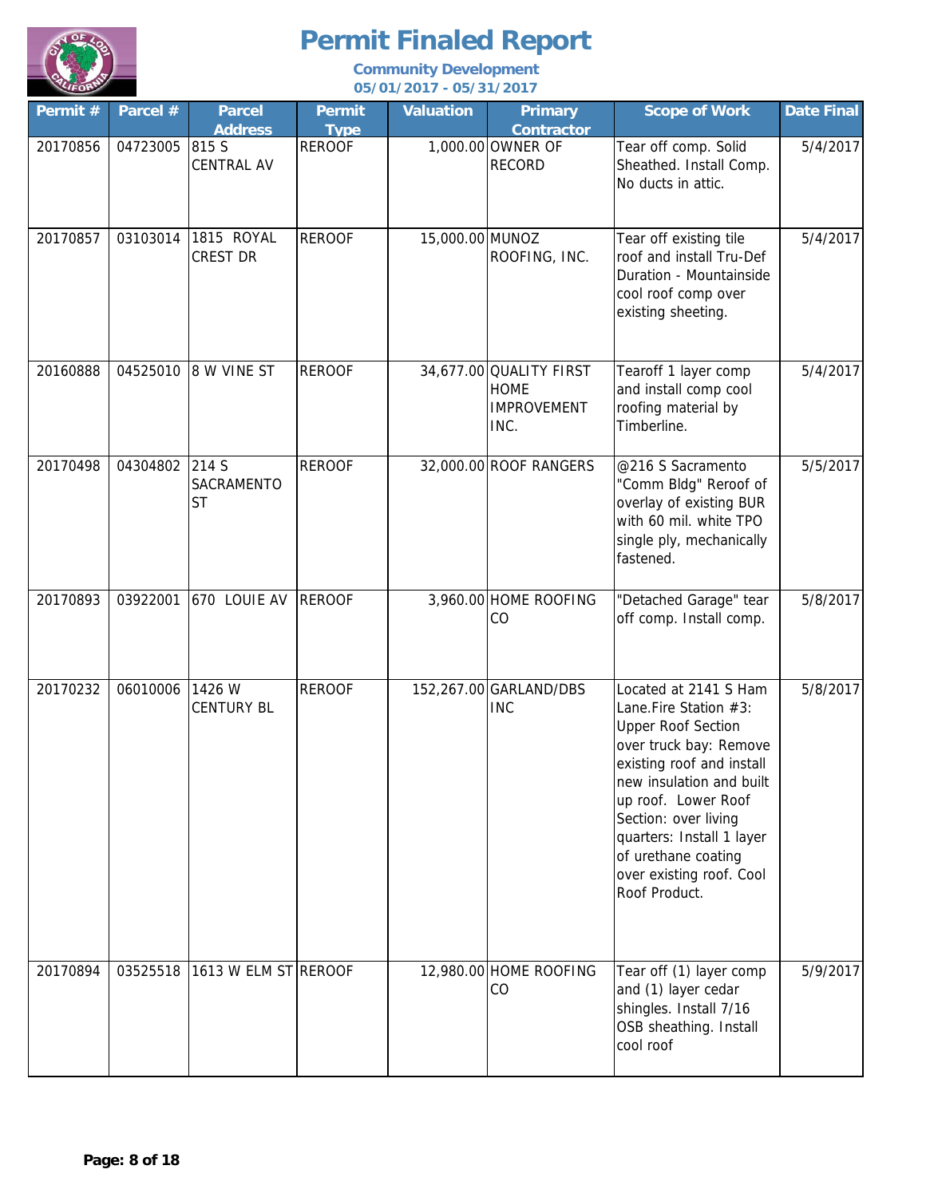# Permit Finaled Report

**Community Development**
**05/01/2017 - 05/31/2017**

| Permit # | Parcel # | Parcel Address | Permit Type | Valuation | Primary Contractor | Scope of Work | Date Final |
|---|---|---|---|---|---|---|---|
| 20170856 | 04723005 | 815 S CENTRAL AV | REROOF | 1,000.00 | OWNER OF RECORD | Tear off comp. Solid Sheathed. Install Comp. No ducts in attic. | 5/4/2017 |
| 20170857 | 03103014 | 1815 ROYAL CREST DR | REROOF | 15,000.00 | MUNOZ ROOFING, INC. | Tear off existing tile roof and install Tru-Def Duration - Mountainside cool roof comp over existing sheeting. | 5/4/2017 |
| 20160888 | 04525010 | 8 W VINE ST | REROOF | 34,677.00 | QUALITY FIRST HOME IMPROVEMENT INC. | Tearoff 1 layer comp and install comp cool roofing material by Timberline. | 5/4/2017 |
| 20170498 | 04304802 | 214 S SACRAMENTO ST | REROOF | 32,000.00 | ROOF RANGERS | @216 S Sacramento "Comm Bldg" Reroof of overlay of existing BUR with 60 mil. white TPO single ply, mechanically fastened. | 5/5/2017 |
| 20170893 | 03922001 | 670 LOUIE AV | REROOF | 3,960.00 | HOME ROOFING CO | "Detached Garage" tear off comp. Install comp. | 5/8/2017 |
| 20170232 | 06010006 | 1426 W CENTURY BL | REROOF | 152,267.00 | GARLAND/DBS INC | Located at 2141 S Ham Lane.Fire Station #3: Upper Roof Section over truck bay: Remove existing roof and install new insulation and built up roof. Lower Roof Section: over living quarters: Install 1 layer of urethane coating over existing roof. Cool Roof Product. | 5/8/2017 |
| 20170894 | 03525518 | 1613 W ELM ST | REROOF | 12,980.00 | HOME ROOFING CO | Tear off (1) layer comp and (1) layer cedar shingles. Install 7/16 OSB sheathing. Install cool roof | 5/9/2017 |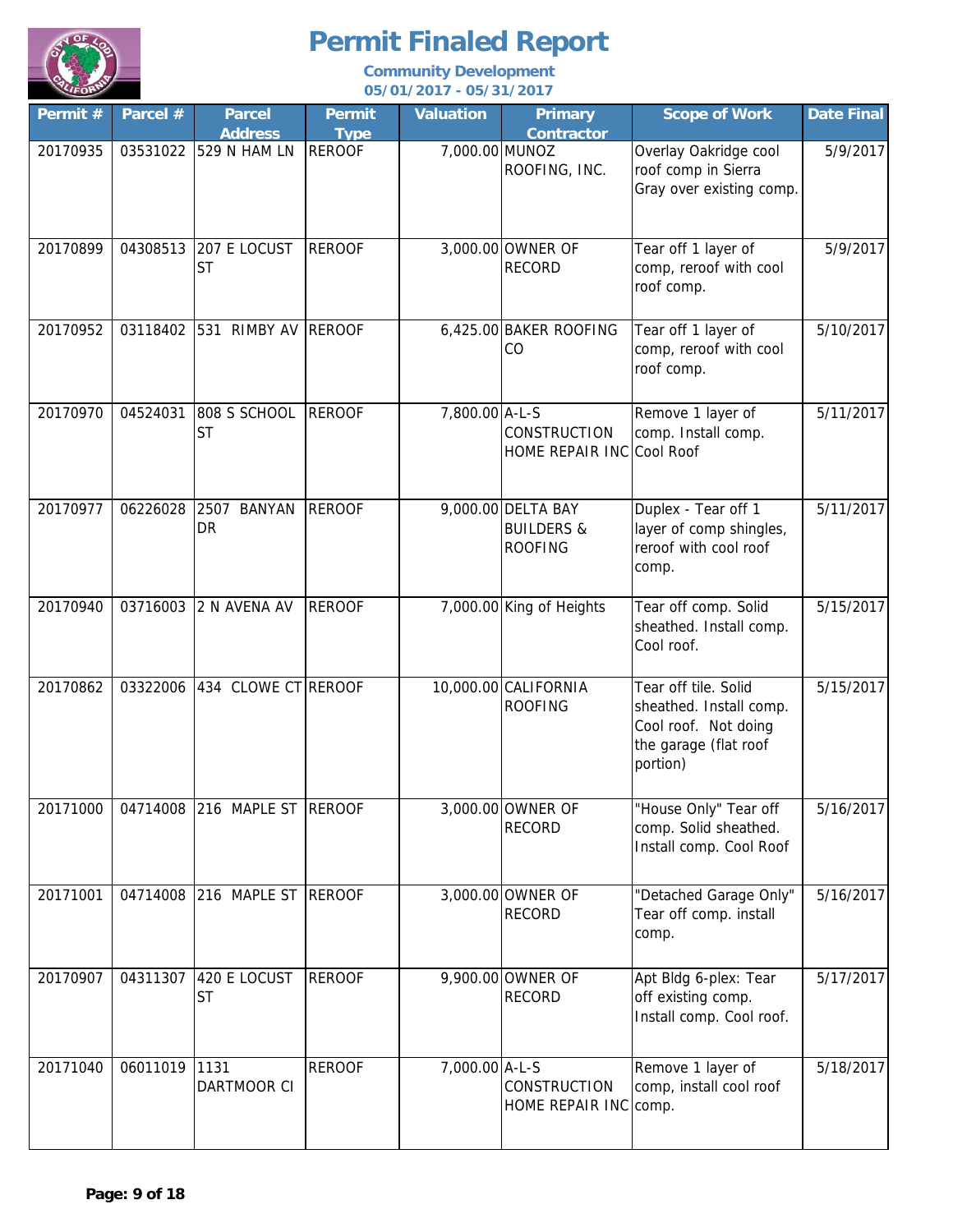# Permit Finaled Report

**Community Development**
**05/01/2017 - 05/31/2017**

| Permit # | Parcel # | Parcel Address | Permit Type | Valuation | Primary Contractor | Scope of Work | Date Final |
|---|---|---|---|---|---|---|---|
| 20170935 | 03531022 | 529 N HAM LN | REROOF | 7,000.00 | MUNOZ ROOFING, INC. | Overlay Oakridge cool roof comp in Sierra Gray over existing comp. | 5/9/2017 |
| 20170899 | 04308513 | 207 E LOCUST ST | REROOF | 3,000.00 | OWNER OF RECORD | Tear off 1 layer of comp, reroof with cool roof comp. | 5/9/2017 |
| 20170952 | 03118402 | 531 RIMBY AV | REROOF | 6,425.00 | BAKER ROOFING CO | Tear off 1 layer of comp, reroof with cool roof comp. | 5/10/2017 |
| 20170970 | 04524031 | 808 S SCHOOL ST | REROOF | 7,800.00 | A-L-S CONSTRUCTION HOME REPAIR INC | Remove 1 layer of comp. Install comp. Cool Roof | 5/11/2017 |
| 20170977 | 06226028 | 2507 BANYAN DR | REROOF | 9,000.00 | DELTA BAY BUILDERS & ROOFING | Duplex - Tear off 1 layer of comp shingles, reroof with cool roof comp. | 5/11/2017 |
| 20170940 | 03716003 | 2 N AVENA AV | REROOF | 7,000.00 | King of Heights | Tear off comp. Solid sheathed. Install comp. Cool roof. | 5/15/2017 |
| 20170862 | 03322006 | 434 CLOWE CT | REROOF | 10,000.00 | CALIFORNIA ROOFING | Tear off tile. Solid sheathed. Install comp. Cool roof. Not doing the garage (flat roof portion) | 5/15/2017 |
| 20171000 | 04714008 | 216 MAPLE ST | REROOF | 3,000.00 | OWNER OF RECORD | "House Only" Tear off comp. Solid sheathed. Install comp. Cool Roof | 5/16/2017 |
| 20171001 | 04714008 | 216 MAPLE ST | REROOF | 3,000.00 | OWNER OF RECORD | "Detached Garage Only" Tear off comp. install comp. | 5/16/2017 |
| 20170907 | 04311307 | 420 E LOCUST ST | REROOF | 9,900.00 | OWNER OF RECORD | Apt Bldg 6-plex: Tear off existing comp. Install comp. Cool roof. | 5/17/2017 |
| 20171040 | 06011019 | 1131 DARTMOOR CI | REROOF | 7,000.00 | A-L-S CONSTRUCTION HOME REPAIR INC | Remove 1 layer of comp, install cool roof comp. | 5/18/2017 |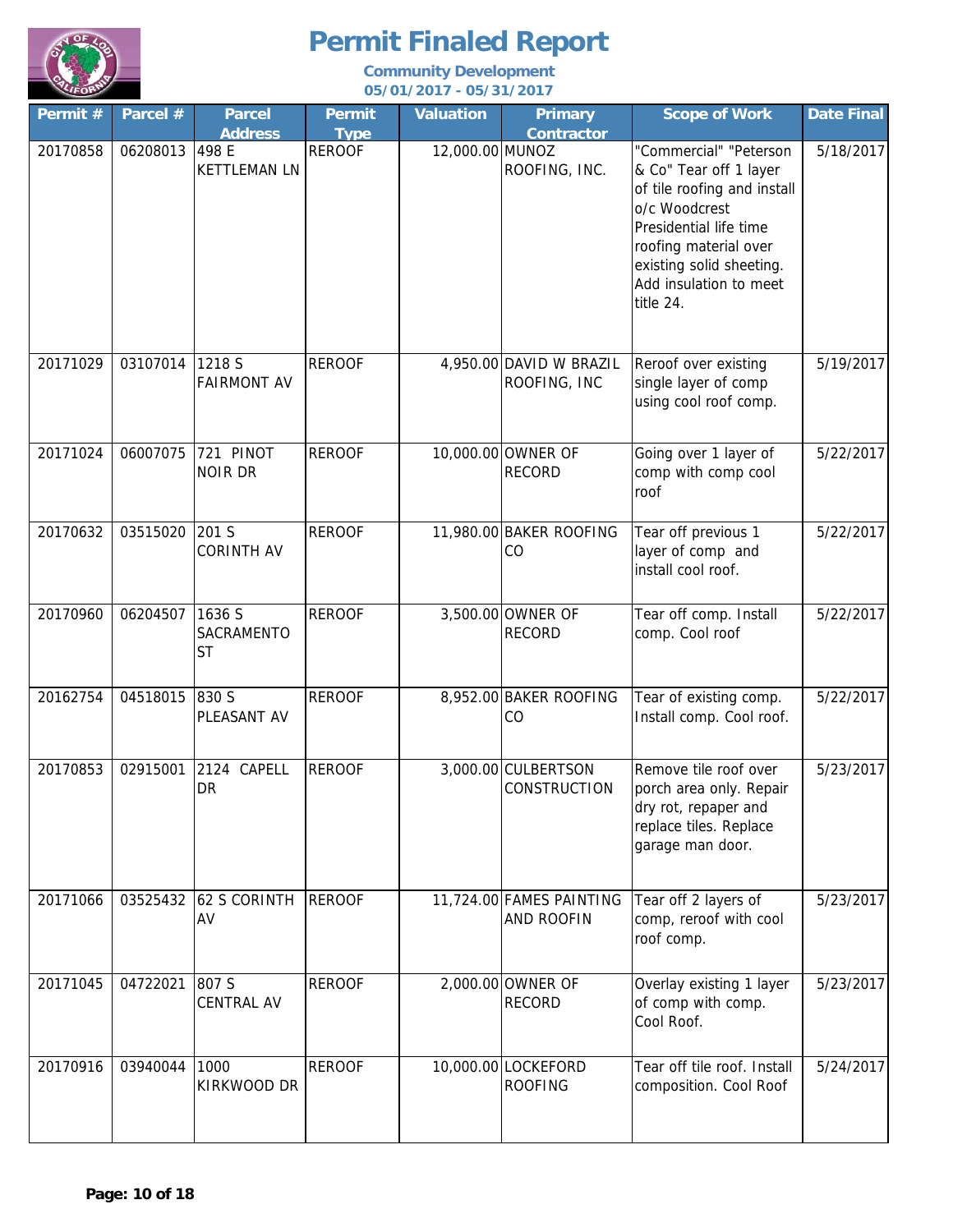# Permit Finaled Report

**Community Development**
**05/01/2017 - 05/31/2017**

| Permit # | Parcel # | Parcel Address | Permit Type | Valuation | Primary Contractor | Scope of Work | Date Final |
|---|---|---|---|---|---|---|---|
| 20170858 | 06208013 | 498 E KETTLEMAN LN | REROOF | 12,000.00 | MUNOZ ROOFING, INC. | "Commercial" "Peterson & Co" Tear off 1 layer of tile roofing and install o/c Woodcrest Presidential life time roofing material over existing solid sheeting. Add insulation to meet title 24. | 5/18/2017 |
| 20171029 | 03107014 | 1218 S FAIRMONT AV | REROOF | 4,950.00 | DAVID W BRAZIL ROOFING, INC | Reroof over existing single layer of comp using cool roof comp. | 5/19/2017 |
| 20171024 | 06007075 | 721 PINOT NOIR DR | REROOF | 10,000.00 | OWNER OF RECORD | Going over 1 layer of comp with comp cool roof | 5/22/2017 |
| 20170632 | 03515020 | 201 S CORINTH AV | REROOF | 11,980.00 | BAKER ROOFING CO | Tear off previous 1 layer of comp and install cool roof. | 5/22/2017 |
| 20170960 | 06204507 | 1636 S SACRAMENTO ST | REROOF | 3,500.00 | OWNER OF RECORD | Tear off comp. Install comp. Cool roof | 5/22/2017 |
| 20162754 | 04518015 | 830 S PLEASANT AV | REROOF | 8,952.00 | BAKER ROOFING CO | Tear of existing comp. Install comp. Cool roof. | 5/22/2017 |
| 20170853 | 02915001 | 2124 CAPELL DR | REROOF | 3,000.00 | CULBERTSON CONSTRUCTION | Remove tile roof over porch area only. Repair dry rot, repaper and replace tiles. Replace garage man door. | 5/23/2017 |
| 20171066 | 03525432 | 62 S CORINTH AV | REROOF | 11,724.00 | FAMES PAINTING AND ROOFIN | Tear off 2 layers of comp, reroof with cool roof comp. | 5/23/2017 |
| 20171045 | 04722021 | 807 S CENTRAL AV | REROOF | 2,000.00 | OWNER OF RECORD | Overlay existing 1 layer of comp with comp. Cool Roof. | 5/23/2017 |
| 20170916 | 03940044 | 1000 KIRKWOOD DR | REROOF | 10,000.00 | LOCKEFORD ROOFING | Tear off tile roof. Install composition. Cool Roof | 5/24/2017 |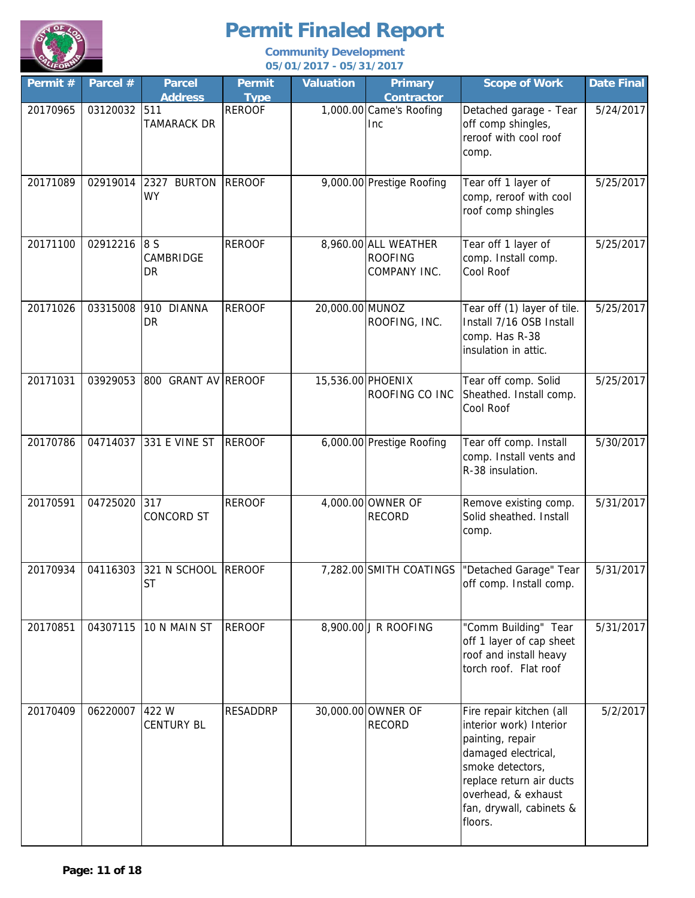# Permit Finaled Report

**Community Development**
**05/01/2017 - 05/31/2017**

| Permit # | Parcel # | Parcel Address | Permit Type | Valuation | Primary Contractor | Scope of Work | Date Final |
|---|---|---|---|---|---|---|---|
| 20170965 | 03120032 | 511 TAMARACK DR | REROOF | 1,000.00 | Came's Roofing Inc | Detached garage - Tear off comp shingles, reroof with cool roof comp. | 5/24/2017 |
| 20171089 | 02919014 | 2327 BURTON WY | REROOF | 9,000.00 | Prestige Roofing | Tear off 1 layer of comp, reroof with cool roof comp shingles | 5/25/2017 |
| 20171100 | 02912216 | 8 S CAMBRIDGE DR | REROOF | 8,960.00 | ALL WEATHER ROOFING COMPANY INC. | Tear off 1 layer of comp. Install comp. Cool Roof | 5/25/2017 |
| 20171026 | 03315008 | 910 DIANNA DR | REROOF | 20,000.00 | MUNOZ ROOFING, INC. | Tear off (1) layer of tile. Install 7/16 OSB Install comp. Has R-38 insulation in attic. | 5/25/2017 |
| 20171031 | 03929053 | 800 GRANT AV | REROOF | 15,536.00 | PHOENIX ROOFING CO INC | Tear off comp. Solid Sheathed. Install comp. Cool Roof | 5/25/2017 |
| 20170786 | 04714037 | 331 E VINE ST | REROOF | 6,000.00 | Prestige Roofing | Tear off comp. Install comp. Install vents and R-38 insulation. | 5/30/2017 |
| 20170591 | 04725020 | 317 CONCORD ST | REROOF | 4,000.00 | OWNER OF RECORD | Remove existing comp. Solid sheathed. Install comp. | 5/31/2017 |
| 20170934 | 04116303 | 321 N SCHOOL ST | REROOF | 7,282.00 | SMITH COATINGS | "Detached Garage" Tear off comp. Install comp. | 5/31/2017 |
| 20170851 | 04307115 | 10 N MAIN ST | REROOF | 8,900.00 | J R ROOFING | "Comm Building" Tear off 1 layer of cap sheet roof and install heavy torch roof. Flat roof | 5/31/2017 |
| 20170409 | 06220007 | 422 W CENTURY BL | RESADDRP | 30,000.00 | OWNER OF RECORD | Fire repair kitchen (all interior work) Interior painting, repair damaged electrical, smoke detectors, replace return air ducts overhead, & exhaust fan, drywall, cabinets & floors. | 5/2/2017 |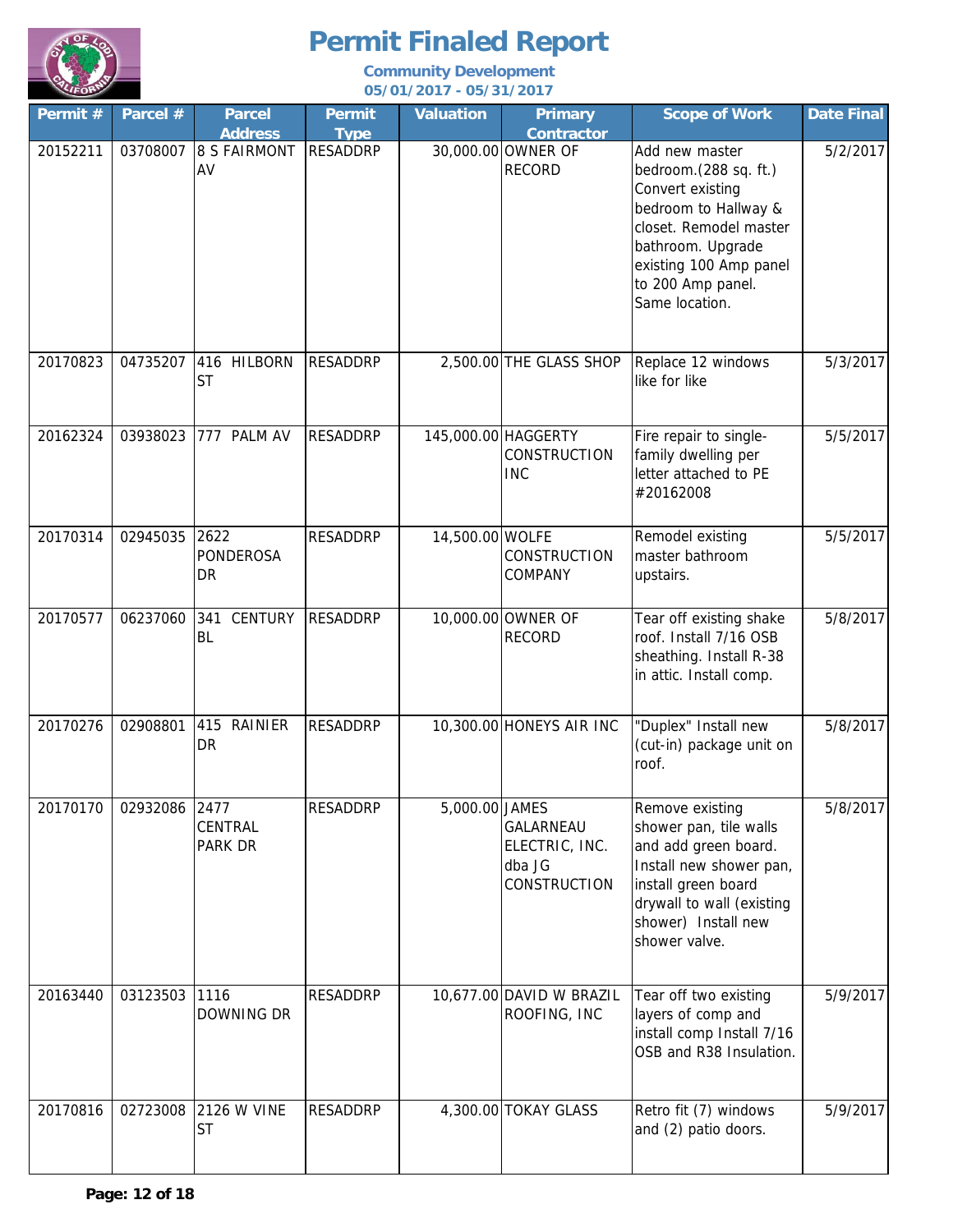# Permit Finaled Report

**Community Development**
**05/01/2017 - 05/31/2017**

| Permit # | Parcel # | Parcel Address | Permit Type | Valuation | Primary Contractor | Scope of Work | Date Final |
|---|---|---|---|---|---|---|---|
| 20152211 | 03708007 | 8 S FAIRMONT AV | RESADDRP | 30,000.00 | OWNER OF RECORD | Add new master bedroom.(288 sq. ft.) Convert existing bedroom to Hallway & closet. Remodel master bathroom. Upgrade existing 100 Amp panel to 200 Amp panel. Same location. | 5/2/2017 |
| 20170823 | 04735207 | 416 HILBORN ST | RESADDRP | 2,500.00 | THE GLASS SHOP | Replace 12 windows like for like | 5/3/2017 |
| 20162324 | 03938023 | 777 PALM AV | RESADDRP | 145,000.00 | HAGGERTY CONSTRUCTION INC | Fire repair to single-family dwelling per letter attached to PE #20162008 | 5/5/2017 |
| 20170314 | 02945035 | 2622 PONDEROSA DR | RESADDRP | 14,500.00 | WOLFE CONSTRUCTION COMPANY | Remodel existing master bathroom upstairs. | 5/5/2017 |
| 20170577 | 06237060 | 341 CENTURY BL | RESADDRP | 10,000.00 | OWNER OF RECORD | Tear off existing shake roof. Install 7/16 OSB sheathing. Install R-38 in attic. Install comp. | 5/8/2017 |
| 20170276 | 02908801 | 415 RAINIER DR | RESADDRP | 10,300.00 | HONEYS AIR INC | "Duplex" Install new (cut-in) package unit on roof. | 5/8/2017 |
| 20170170 | 02932086 | 2477 CENTRAL PARK DR | RESADDRP | 5,000.00 | JAMES GALARNEAU ELECTRIC, INC. dba JG CONSTRUCTION | Remove existing shower pan, tile walls and add green board. Install new shower pan, install green board drywall to wall (existing shower) Install new shower valve. | 5/8/2017 |
| 20163440 | 03123503 | 1116 DOWNING DR | RESADDRP | 10,677.00 | DAVID W BRAZIL ROOFING, INC | Tear off two existing layers of comp and install comp Install 7/16 OSB and R38 Insulation. | 5/9/2017 |
| 20170816 | 02723008 | 2126 W VINE ST | RESADDRP | 4,300.00 | TOKAY GLASS | Retro fit (7) windows and (2) patio doors. | 5/9/2017 |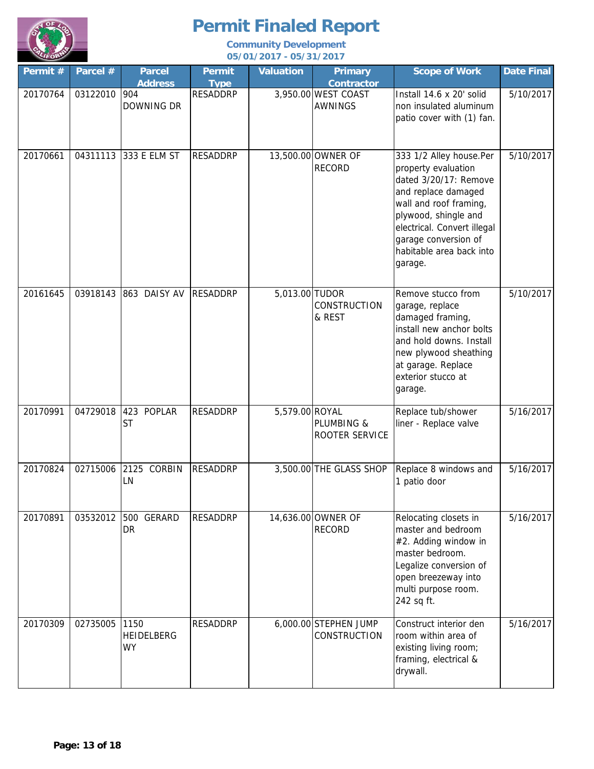# Permit Finaled Report

**Community Development**
**05/01/2017 - 05/31/2017**

| Permit # | Parcel # | Parcel Address | Permit Type | Valuation | Primary Contractor | Scope of Work | Date Final |
|---|---|---|---|---|---|---|---|
| 20170764 | 03122010 | 904 DOWNING DR | RESADDRP | 3,950.00 | WEST COAST AWNINGS | Install 14.6 x 20' solid non insulated aluminum patio cover with (1) fan. | 5/10/2017 |
| 20170661 | 04311113 | 333 E ELM ST | RESADDRP | 13,500.00 | OWNER OF RECORD | 333 1/2 Alley house.Per property evaluation dated 3/20/17: Remove and replace damaged wall and roof framing, plywood, shingle and electrical. Convert illegal garage conversion of habitable area back into garage. | 5/10/2017 |
| 20161645 | 03918143 | 863 DAISY AV | RESADDRP | 5,013.00 | TUDOR CONSTRUCTION & REST | Remove stucco from garage, replace damaged framing, install new anchor bolts and hold downs. Install new plywood sheathing at garage. Replace exterior stucco at garage. | 5/10/2017 |
| 20170991 | 04729018 | 423 POPLAR ST | RESADDRP | 5,579.00 | ROYAL PLUMBING & ROOTER SERVICE | Replace tub/shower liner - Replace valve | 5/16/2017 |
| 20170824 | 02715006 | 2125 CORBIN LN | RESADDRP | 3,500.00 | THE GLASS SHOP | Replace 8 windows and 1 patio door | 5/16/2017 |
| 20170891 | 03532012 | 500 GERARD DR | RESADDRP | 14,636.00 | OWNER OF RECORD | Relocating closets in master and bedroom #2. Adding window in master bedroom. Legalize conversion of open breezeway into multi purpose room. 242 sq ft. | 5/16/2017 |
| 20170309 | 02735005 | 1150 HEIDELBERG WY | RESADDRP | 6,000.00 | STEPHEN JUMP CONSTRUCTION | Construct interior den room within area of existing living room; framing, electrical & drywall. | 5/16/2017 |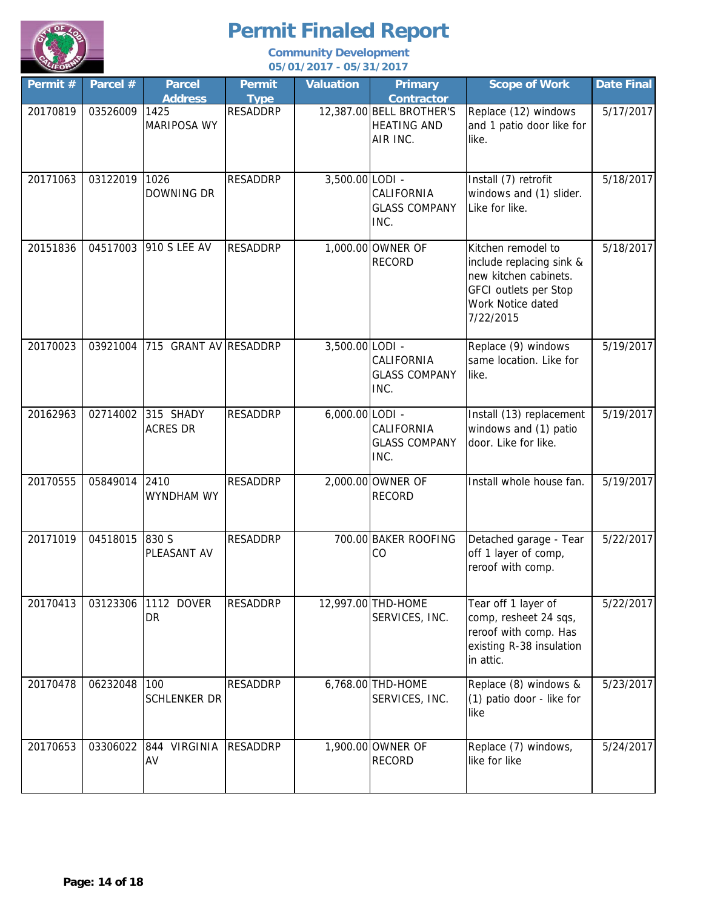# Permit Finaled Report

**Community Development**
**05/01/2017 - 05/31/2017**

| Permit # | Parcel # | Parcel Address | Permit Type | Valuation | Primary Contractor | Scope of Work | Date Final |
|---|---|---|---|---|---|---|---|
| 20170819 | 03526009 | 1425 MARIPOSA WY | RESADDRP | 12,387.00 | BELL BROTHER'S HEATING AND AIR INC. | Replace (12) windows and 1 patio door like for like. | 5/17/2017 |
| 20171063 | 03122019 | 1026 DOWNING DR | RESADDRP | 3,500.00 | LODI - CALIFORNIA GLASS COMPANY INC. | Install (7) retrofit windows and (1) slider. Like for like. | 5/18/2017 |
| 20151836 | 04517003 | 910 S LEE AV | RESADDRP | 1,000.00 | OWNER OF RECORD | Kitchen remodel to include replacing sink & new kitchen cabinets. GFCI outlets per Stop Work Notice dated 7/22/2015 | 5/18/2017 |
| 20170023 | 03921004 | 715 GRANT AV | RESADDRP | 3,500.00 | LODI - CALIFORNIA GLASS COMPANY INC. | Replace (9) windows same location. Like for like. | 5/19/2017 |
| 20162963 | 02714002 | 315 SHADY ACRES DR | RESADDRP | 6,000.00 | LODI - CALIFORNIA GLASS COMPANY INC. | Install (13) replacement windows and (1) patio door. Like for like. | 5/19/2017 |
| 20170555 | 05849014 | 2410 WYNDHAM WY | RESADDRP | 2,000.00 | OWNER OF RECORD | Install whole house fan. | 5/19/2017 |
| 20171019 | 04518015 | 830 S PLEASANT AV | RESADDRP | 700.00 | BAKER ROOFING CO | Detached garage - Tear off 1 layer of comp, reroof with comp. | 5/22/2017 |
| 20170413 | 03123306 | 1112 DOVER DR | RESADDRP | 12,997.00 | THD-HOME SERVICES, INC. | Tear off 1 layer of comp, resheet 24 sqs, reroof with comp. Has existing R-38 insulation in attic. | 5/22/2017 |
| 20170478 | 06232048 | 100 SCHLENKER DR | RESADDRP | 6,768.00 | THD-HOME SERVICES, INC. | Replace (8) windows & (1) patio door - like for like | 5/23/2017 |
| 20170653 | 03306022 | 844 VIRGINIA AV | RESADDRP | 1,900.00 | OWNER OF RECORD | Replace (7) windows, like for like | 5/24/2017 |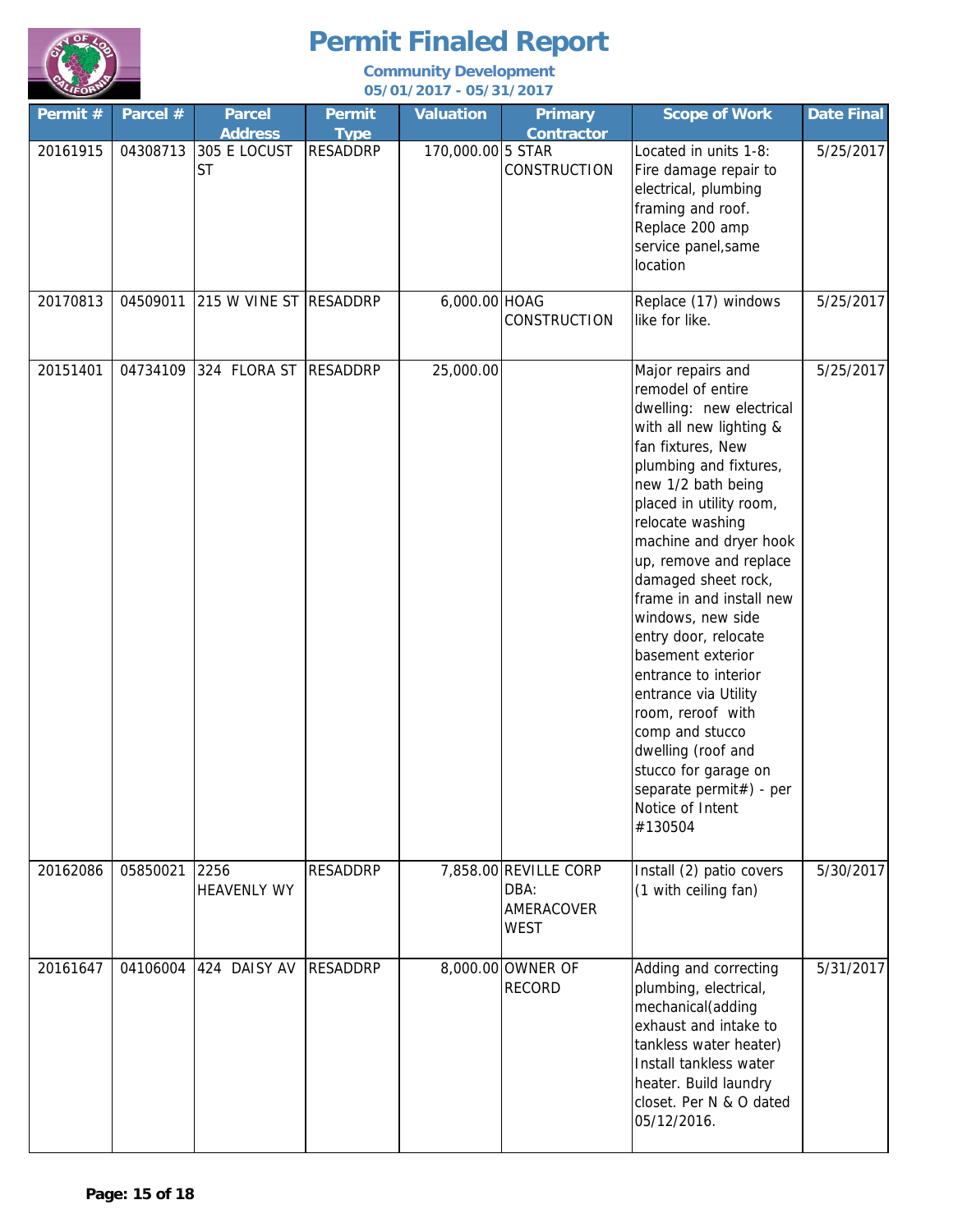# Permit Finaled Report

**Community Development**
**05/01/2017 - 05/31/2017**

| Permit # | Parcel # | Parcel Address | Permit Type | Valuation | Primary Contractor | Scope of Work | Date Final |
|---|---|---|---|---|---|---|---|
| 20161915 | 04308713 | 305 E LOCUST ST | RESADDRP | 170,000.00 | 5 STAR CONSTRUCTION | Located in units 1-8: Fire damage repair to electrical, plumbing framing and roof. Replace 200 amp service panel,same location | 5/25/2017 |
| 20170813 | 04509011 | 215 W VINE ST | RESADDRP | 6,000.00 | HOAG CONSTRUCTION | Replace (17) windows like for like. | 5/25/2017 |
| 20151401 | 04734109 | 324 FLORA ST | RESADDRP | 25,000.00 | | Major repairs and remodel of entire dwelling: new electrical with all new lighting & fan fixtures, New plumbing and fixtures, new 1/2 bath being placed in utility room, relocate washing machine and dryer hook up, remove and replace damaged sheet rock, frame in and install new windows, new side entry door, relocate basement exterior entrance to interior entrance via Utility room, reroof with comp and stucco dwelling (roof and stucco for garage on separate permit#) - per Notice of Intent #130504 | 5/25/2017 |
| 20162086 | 05850021 | 2256 HEAVENLY WY | RESADDRP | 7,858.00 | REVILLE CORP DBA: AMERACOVER WEST | Install (2) patio covers (1 with ceiling fan) | 5/30/2017 |
| 20161647 | 04106004 | 424 DAISY AV | RESADDRP | 8,000.00 | OWNER OF RECORD | Adding and correcting plumbing, electrical, mechanical(adding exhaust and intake to tankless water heater) Install tankless water heater. Build laundry closet. Per N & O dated 05/12/2016. | 5/31/2017 |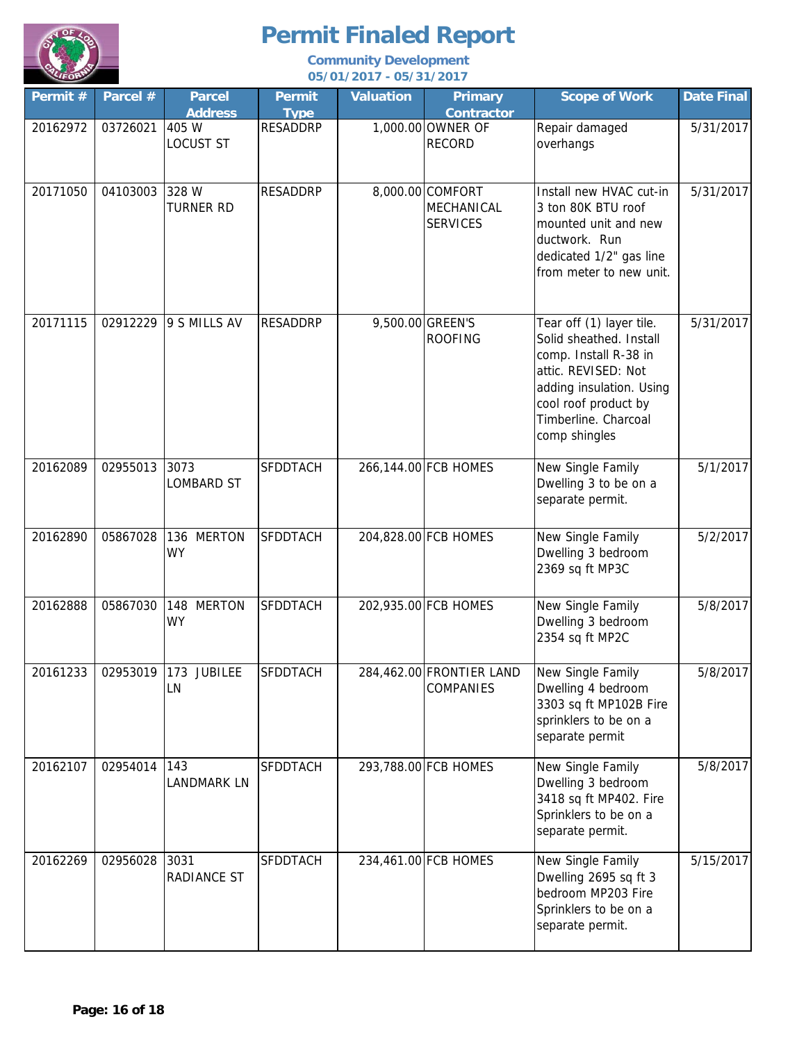# Permit Finaled Report

**Community Development**
**05/01/2017 - 05/31/2017**

| Permit # | Parcel # | Parcel Address | Permit Type | Valuation | Primary Contractor | Scope of Work | Date Final |
|---|---|---|---|---|---|---|---|
| 20162972 | 03726021 | 405 W LOCUST ST | RESADDRP | 1,000.00 | OWNER OF RECORD | Repair damaged overhangs | 5/31/2017 |
| 20171050 | 04103003 | 328 W TURNER RD | RESADDRP | 8,000.00 | COMFORT MECHANICAL SERVICES | Install new HVAC cut-in 3 ton 80K BTU roof mounted unit and new ductwork. Run dedicated 1/2" gas line from meter to new unit. | 5/31/2017 |
| 20171115 | 02912229 | 9 S MILLS AV | RESADDRP | 9,500.00 | GREEN'S ROOFING | Tear off (1) layer tile. Solid sheathed. Install comp. Install R-38 in attic. REVISED: Not adding insulation. Using cool roof product by Timberline. Charcoal comp shingles | 5/31/2017 |
| 20162089 | 02955013 | 3073 LOMBARD ST | SFDDTACH | 266,144.00 | FCB HOMES | New Single Family Dwelling 3 to be on a separate permit. | 5/1/2017 |
| 20162890 | 05867028 | 136 MERTON WY | SFDDTACH | 204,828.00 | FCB HOMES | New Single Family Dwelling 3 bedroom 2369 sq ft MP3C | 5/2/2017 |
| 20162888 | 05867030 | 148 MERTON WY | SFDDTACH | 202,935.00 | FCB HOMES | New Single Family Dwelling 3 bedroom 2354 sq ft MP2C | 5/8/2017 |
| 20161233 | 02953019 | 173 JUBILEE LN | SFDDTACH | 284,462.00 | FRONTIER LAND COMPANIES | New Single Family Dwelling 4 bedroom 3303 sq ft MP102B Fire sprinklers to be on a separate permit | 5/8/2017 |
| 20162107 | 02954014 | 143 LANDMARK LN | SFDDTACH | 293,788.00 | FCB HOMES | New Single Family Dwelling 3 bedroom 3418 sq ft MP402. Fire Sprinklers to be on a separate permit. | 5/8/2017 |
| 20162269 | 02956028 | 3031 RADIANCE ST | SFDDTACH | 234,461.00 | FCB HOMES | New Single Family Dwelling 2695 sq ft 3 bedroom MP203 Fire Sprinklers to be on a separate permit. | 5/15/2017 |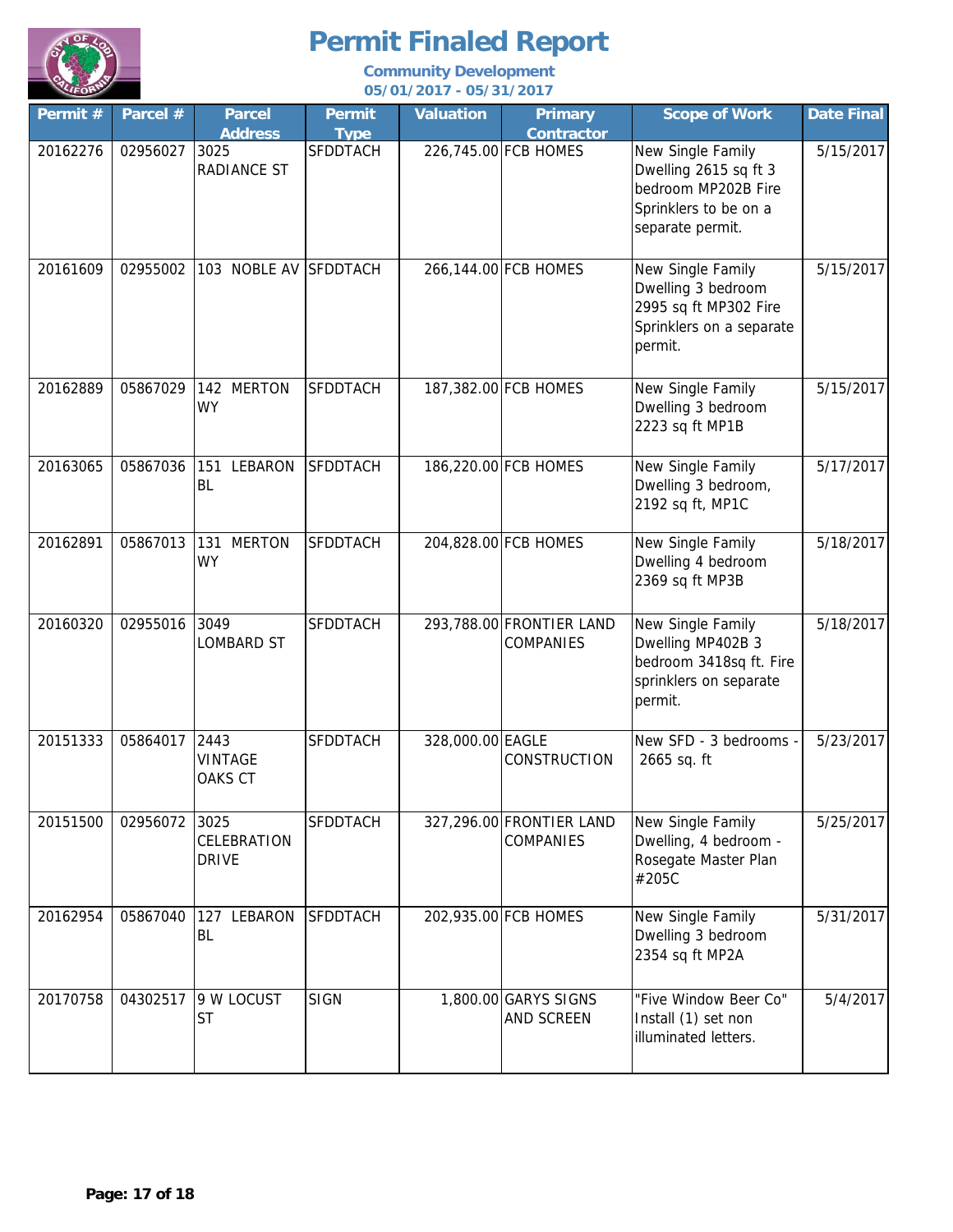# Permit Finaled Report

**Community Development**
**05/01/2017 - 05/31/2017**

| Permit # | Parcel # | Parcel Address | Permit Type | Valuation | Primary Contractor | Scope of Work | Date Final |
|---|---|---|---|---|---|---|---|
| 20162276 | 02956027 | 3025 RADIANCE ST | SFDDTACH | 226,745.00 | FCB HOMES | New Single Family Dwelling 2615 sq ft 3 bedroom MP202B Fire Sprinklers to be on a separate permit. | 5/15/2017 |
| 20161609 | 02955002 | 103 NOBLE AV | SFDDTACH | 266,144.00 | FCB HOMES | New Single Family Dwelling 3 bedroom 2995 sq ft MP302 Fire Sprinklers on a separate permit. | 5/15/2017 |
| 20162889 | 05867029 | 142 MERTON WY | SFDDTACH | 187,382.00 | FCB HOMES | New Single Family Dwelling 3 bedroom 2223 sq ft MP1B | 5/15/2017 |
| 20163065 | 05867036 | 151 LEBARON BL | SFDDTACH | 186,220.00 | FCB HOMES | New Single Family Dwelling 3 bedroom, 2192 sq ft, MP1C | 5/17/2017 |
| 20162891 | 05867013 | 131 MERTON WY | SFDDTACH | 204,828.00 | FCB HOMES | New Single Family Dwelling 4 bedroom 2369 sq ft MP3B | 5/18/2017 |
| 20160320 | 02955016 | 3049 LOMBARD ST | SFDDTACH | 293,788.00 | FRONTIER LAND COMPANIES | New Single Family Dwelling MP402B 3 bedroom 3418sq ft. Fire sprinklers on separate permit. | 5/18/2017 |
| 20151333 | 05864017 | 2443 VINTAGE OAKS CT | SFDDTACH | 328,000.00 | EAGLE CONSTRUCTION | New SFD - 3 bedrooms - 2665 sq. ft | 5/23/2017 |
| 20151500 | 02956072 | 3025 CELEBRATION DRIVE | SFDDTACH | 327,296.00 | FRONTIER LAND COMPANIES | New Single Family Dwelling, 4 bedroom - Rosegate Master Plan #205C | 5/25/2017 |
| 20162954 | 05867040 | 127 LEBARON BL | SFDDTACH | 202,935.00 | FCB HOMES | New Single Family Dwelling 3 bedroom 2354 sq ft MP2A | 5/31/2017 |
| 20170758 | 04302517 | 9 W LOCUST ST | SIGN | 1,800.00 | GARYS SIGNS AND SCREEN | "Five Window Beer Co" Install (1) set non illuminated letters. | 5/4/2017 |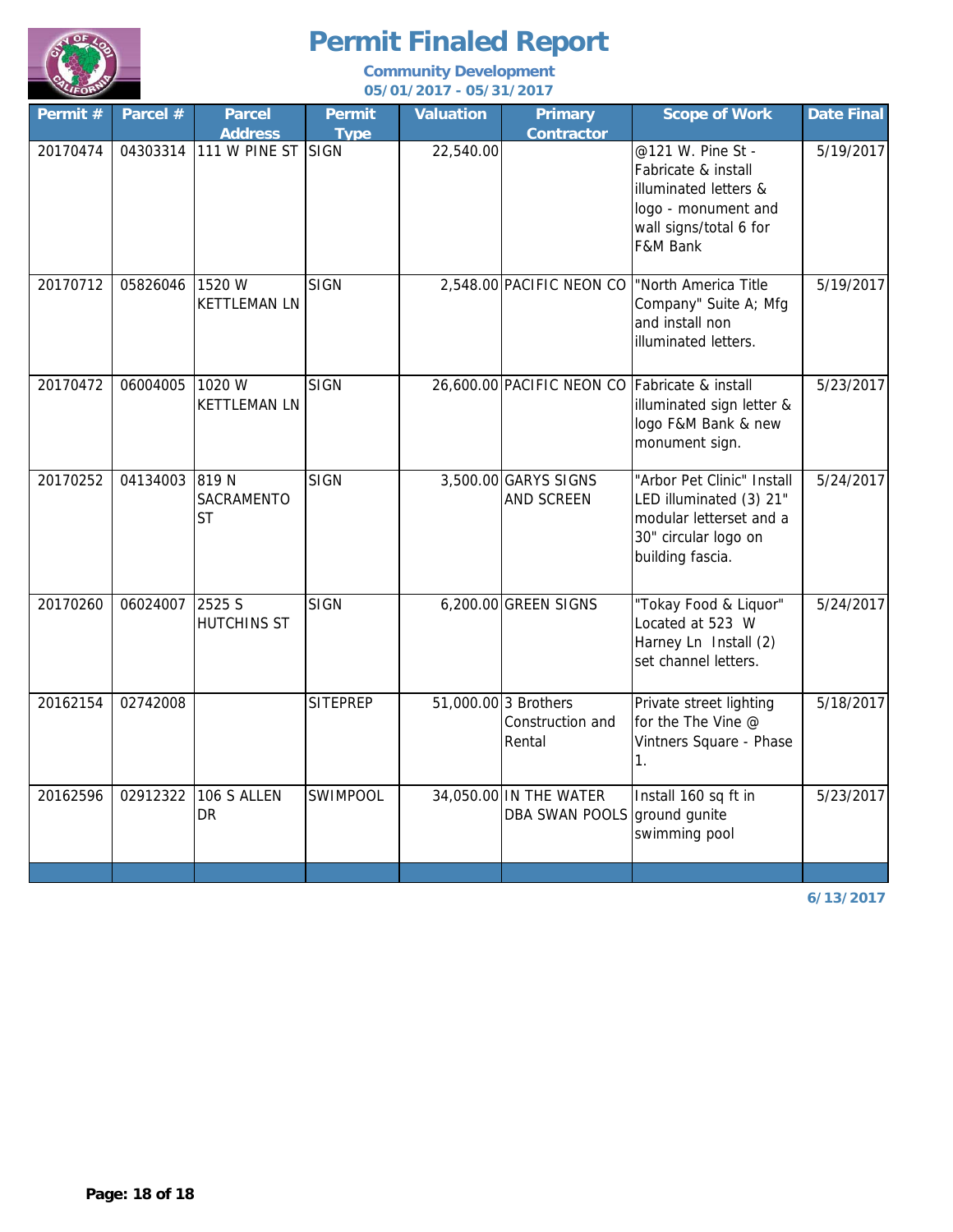# Permit Finaled Report

**Community Development**
**05/01/2017 - 05/31/2017**

| Permit # | Parcel # | Parcel Address | Permit Type | Valuation | Primary Contractor | Scope of Work | Date Final |
|---|---|---|---|---|---|---|---|
| 20170474 | 04303314 | 111 W PINE ST | SIGN | 22,540.00 | | @121 W. Pine St - Fabricate & install illuminated letters & logo - monument and wall signs/total 6 for F&M Bank | 5/19/2017 |
| 20170712 | 05826046 | 1520 W KETTLEMAN LN | SIGN | 2,548.00 | PACIFIC NEON CO | "North America Title Company" Suite A; Mfg and install non illuminated letters. | 5/19/2017 |
| 20170472 | 06004005 | 1020 W KETTLEMAN LN | SIGN | 26,600.00 | PACIFIC NEON CO | Fabricate & install illuminated sign letter & logo F&M Bank & new monument sign. | 5/23/2017 |
| 20170252 | 04134003 | 819 N SACRAMENTO ST | SIGN | 3,500.00 | GARYS SIGNS AND SCREEN | "Arbor Pet Clinic" Install LED illuminated (3) 21" modular letterset and a 30" circular logo on building fascia. | 5/24/2017 |
| 20170260 | 06024007 | 2525 S HUTCHINS ST | SIGN | 6,200.00 | GREEN SIGNS | "Tokay Food & Liquor" Located at 523 W Harney Ln Install (2) set channel letters. | 5/24/2017 |
| 20162154 | 02742008 | | SITEPREP | 51,000.00 | 3 Brothers Construction and Rental | Private street lighting for the Vine @ Vintners Square - Phase 1. | 5/18/2017 |
| 20162596 | 02912322 | 106 S ALLEN DR | SWIMPOOL | 34,050.00 | IN THE WATER DBA SWAN POOLS | Install 160 sq ft in ground gunite swimming pool | 5/23/2017 |
| | | | | | | | |

6/13/2017